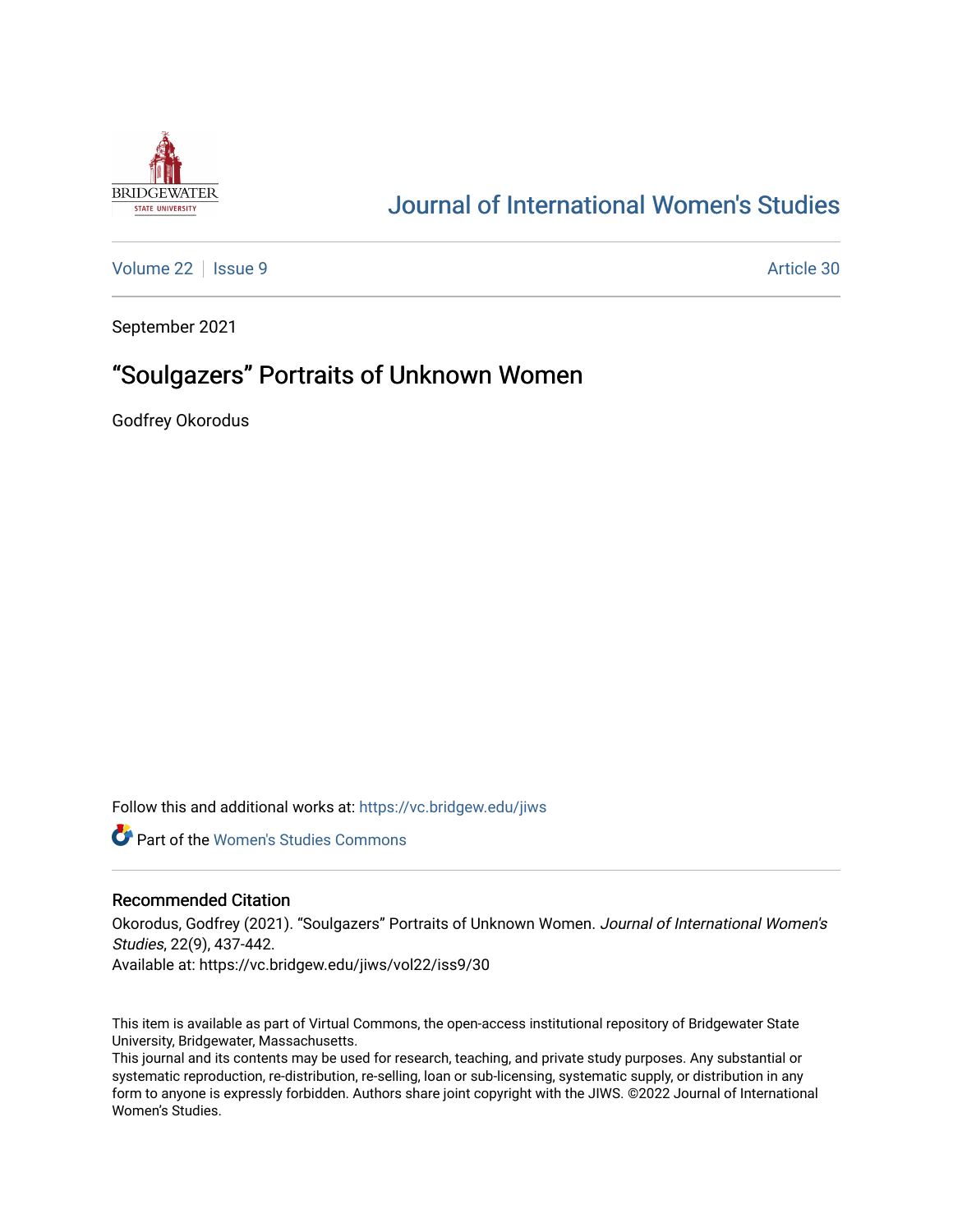# Journal of International Women's Studies

Volume 22 | Issue 9 — Article 30

September 2021

## "Soulgazers" Portraits of Unknown Women

Godfrey Okorodus

Follow this and additional works at: https://vc.bridgew.edu/jiws

Part of the Women's Studies Commons

### Recommended Citation

Okorodus, Godfrey (2021). "Soulgazers" Portraits of Unknown Women. *Journal of International Women's Studies*, 22(9), 437-442.
Available at: https://vc.bridgew.edu/jiws/vol22/iss9/30

This item is available as part of Virtual Commons, the open-access institutional repository of Bridgewater State University, Bridgewater, Massachusetts.
This journal and its contents may be used for research, teaching, and private study purposes. Any substantial or systematic reproduction, re-distribution, re-selling, loan or sub-licensing, systematic supply, or distribution in any form to anyone is expressly forbidden. Authors share joint copyright with the JIWS. ©2022 Journal of International Women's Studies.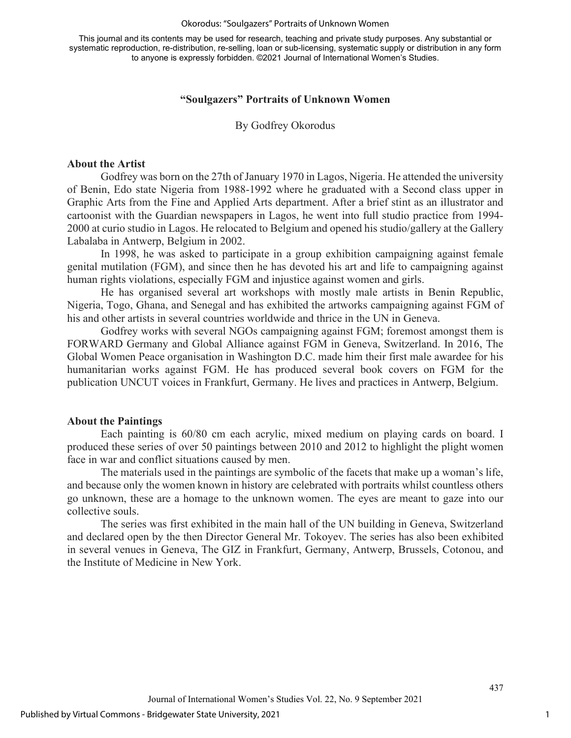This journal and its contents may be used for research, teaching and private study purposes. Any substantial or systematic reproduction, re-distribution, re-selling, loan or sub-licensing, systematic supply or distribution in any form to anyone is expressly forbidden. ©2021 Journal of International Women's Studies.

# "Soulgazers" Portraits of Unknown Women

By Godfrey Okorodus

## About the Artist

Godfrey was born on the 27th of January 1970 in Lagos, Nigeria. He attended the university of Benin, Edo state Nigeria from 1988-1992 where he graduated with a Second class upper in Graphic Arts from the Fine and Applied Arts department. After a brief stint as an illustrator and cartoonist with the Guardian newspapers in Lagos, he went into full studio practice from 1994-2000 at curio studio in Lagos. He relocated to Belgium and opened his studio/gallery at the Gallery Labalaba in Antwerp, Belgium in 2002.

In 1998, he was asked to participate in a group exhibition campaigning against female genital mutilation (FGM), and since then he has devoted his art and life to campaigning against human rights violations, especially FGM and injustice against women and girls.

He has organised several art workshops with mostly male artists in Benin Republic, Nigeria, Togo, Ghana, and Senegal and has exhibited the artworks campaigning against FGM of his and other artists in several countries worldwide and thrice in the UN in Geneva.

Godfrey works with several NGOs campaigning against FGM; foremost amongst them is FORWARD Germany and Global Alliance against FGM in Geneva, Switzerland. In 2016, The Global Women Peace organisation in Washington D.C. made him their first male awardee for his humanitarian works against FGM. He has produced several book covers on FGM for the publication UNCUT voices in Frankfurt, Germany. He lives and practices in Antwerp, Belgium.

## About the Paintings

Each painting is 60/80 cm each acrylic, mixed medium on playing cards on board. I produced these series of over 50 paintings between 2010 and 2012 to highlight the plight women face in war and conflict situations caused by men.

The materials used in the paintings are symbolic of the facets that make up a woman's life, and because only the women known in history are celebrated with portraits whilst countless others go unknown, these are a homage to the unknown women. The eyes are meant to gaze into our collective souls.

The series was first exhibited in the main hall of the UN building in Geneva, Switzerland and declared open by the then Director General Mr. Tokoyev. The series has also been exhibited in several venues in Geneva, The GIZ in Frankfurt, Germany, Antwerp, Brussels, Cotonou, and the Institute of Medicine in New York.